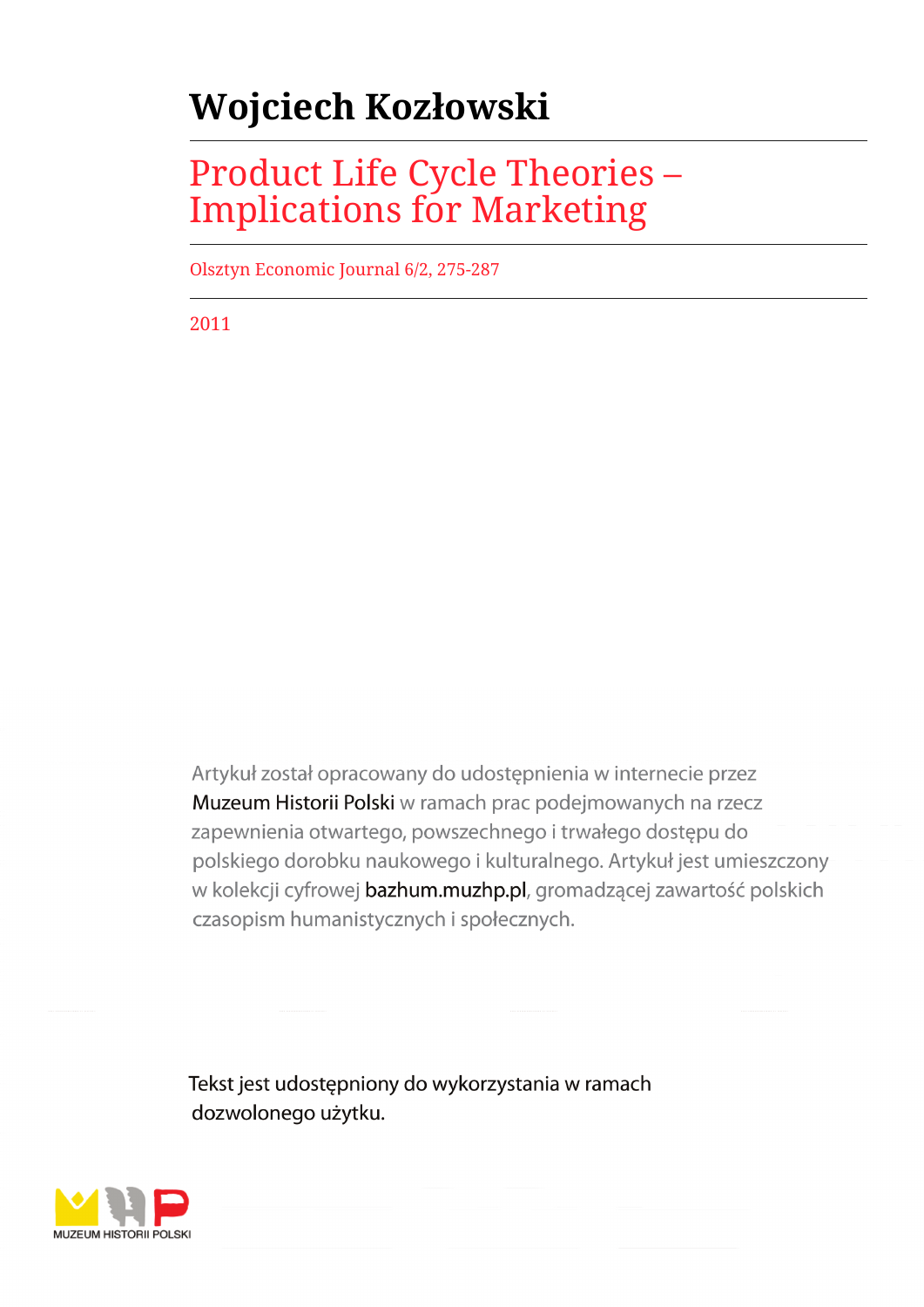# Wojciech Kozłowski

## Product Life Cycle Theories – Implications for Marketing

Olsztyn Economic Journal 6/2, 275-287

2011

Artykuł został opracowany do udostępnienia w internecie przez Muzeum Historii Polski w ramach prac podejmowanych na rzecz zapewnienia otwartego, powszechnego i trwałego dostępu do polskiego dorobku naukowego i kulturalnego. Artykuł jest umieszczony w kolekcji cyfrowej bazhum.muzhp.pl, gromadzącej zawartość polskich czasopism humanistycznych i społecznych.

Tekst jest udostępniony do wykorzystania w ramach dozwolonego użytku.

MUZEUM HISTORII POLSKI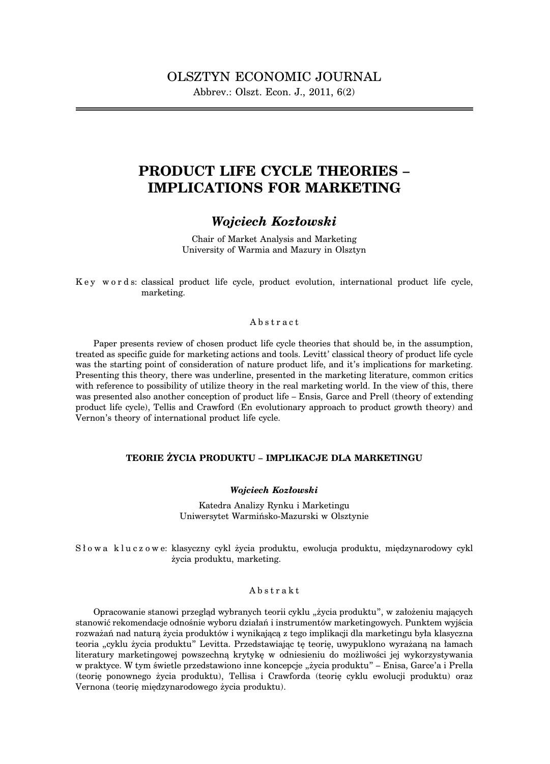OLSZTYN ECONOMIC JOURNAL

Abbrev.: Olszt. Econ. J., 2011, 6(2)

# PRODUCT LIFE CYCLE THEORIES – IMPLICATIONS FOR MARKETING

## *Wojciech Kozłowski*

Chair of Market Analysis and Marketing
University of Warmia and Mazury in Olsztyn

Key words: classical product life cycle, product evolution, international product life cycle, marketing.

### Abstract

Paper presents review of chosen product life cycle theories that should be, in the assumption, treated as specific guide for marketing actions and tools. Levitt' classical theory of product life cycle was the starting point of consideration of nature product life, and it's implications for marketing. Presenting this theory, there was underline, presented in the marketing literature, common critics with reference to possibility of utilize theory in the real marketing world. In the view of this, there was presented also another conception of product life – Ensis, Garce and Prell (theory of extending product life cycle), Tellis and Crawford (En evolutionary approach to product growth theory) and Vernon's theory of international product life cycle.

### TEORIE ŻYCIA PRODUKTU – IMPLIKACJE DLA MARKETINGU

***Wojciech Kozłowski***

Katedra Analizy Rynku i Marketingu
Uniwersytet Warmińsko-Mazurski w Olsztynie

Słowa kluczowe: klasyczny cykl życia produktu, ewolucja produktu, międzynarodowy cykl życia produktu, marketing.

### Abstrakt

Opracowanie stanowi przegląd wybranych teorii cyklu „życia produktu", w założeniu mających stanowić rekomendacje odnośnie wyboru działań i instrumentów marketingowych. Punktem wyjścia rozważań nad naturą życia produktów i wynikającą z tego implikacji dla marketingu była klasyczna teoria „cyklu życia produktu" Levitta. Przedstawiając tę teorię, uwypuklono wyrażaną na łamach literatury marketingowej powszechną krytykę w odniesieniu do możliwości jej wykorzystywania w praktyce. W tym świetle przedstawiono inne koncepcje „życia produktu" – Enisa, Garce'a i Prella (teorię ponownego życia produktu), Tellisa i Crawforda (teorię cyklu ewolucji produktu) oraz Vernona (teorię międzynarodowego życia produktu).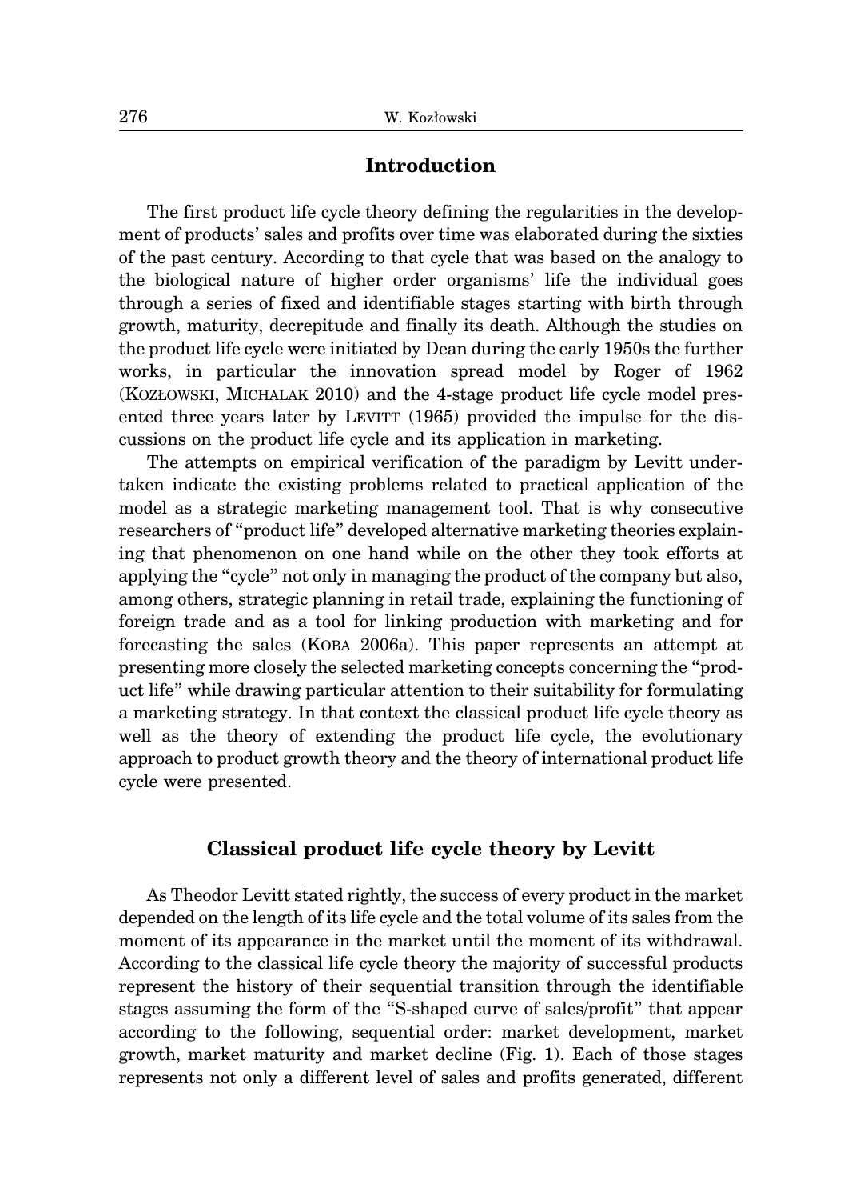## Introduction

The first product life cycle theory defining the regularities in the development of products' sales and profits over time was elaborated during the sixties of the past century. According to that cycle that was based on the analogy to the biological nature of higher order organisms' life the individual goes through a series of fixed and identifiable stages starting with birth through growth, maturity, decrepitude and finally its death. Although the studies on the product life cycle were initiated by Dean during the early 1950s the further works, in particular the innovation spread model by Roger of 1962 (KOZŁOWSKI, MICHALAK 2010) and the 4-stage product life cycle model presented three years later by LEVITT (1965) provided the impulse for the discussions on the product life cycle and its application in marketing.

The attempts on empirical verification of the paradigm by Levitt undertaken indicate the existing problems related to practical application of the model as a strategic marketing management tool. That is why consecutive researchers of "product life" developed alternative marketing theories explaining that phenomenon on one hand while on the other they took efforts at applying the "cycle" not only in managing the product of the company but also, among others, strategic planning in retail trade, explaining the functioning of foreign trade and as a tool for linking production with marketing and for forecasting the sales (KOBA 2006a). This paper represents an attempt at presenting more closely the selected marketing concepts concerning the "product life" while drawing particular attention to their suitability for formulating a marketing strategy. In that context the classical product life cycle theory as well as the theory of extending the product life cycle, the evolutionary approach to product growth theory and the theory of international product life cycle were presented.

## Classical product life cycle theory by Levitt

As Theodor Levitt stated rightly, the success of every product in the market depended on the length of its life cycle and the total volume of its sales from the moment of its appearance in the market until the moment of its withdrawal. According to the classical life cycle theory the majority of successful products represent the history of their sequential transition through the identifiable stages assuming the form of the "S-shaped curve of sales/profit" that appear according to the following, sequential order: market development, market growth, market maturity and market decline (Fig. 1). Each of those stages represents not only a different level of sales and profits generated, different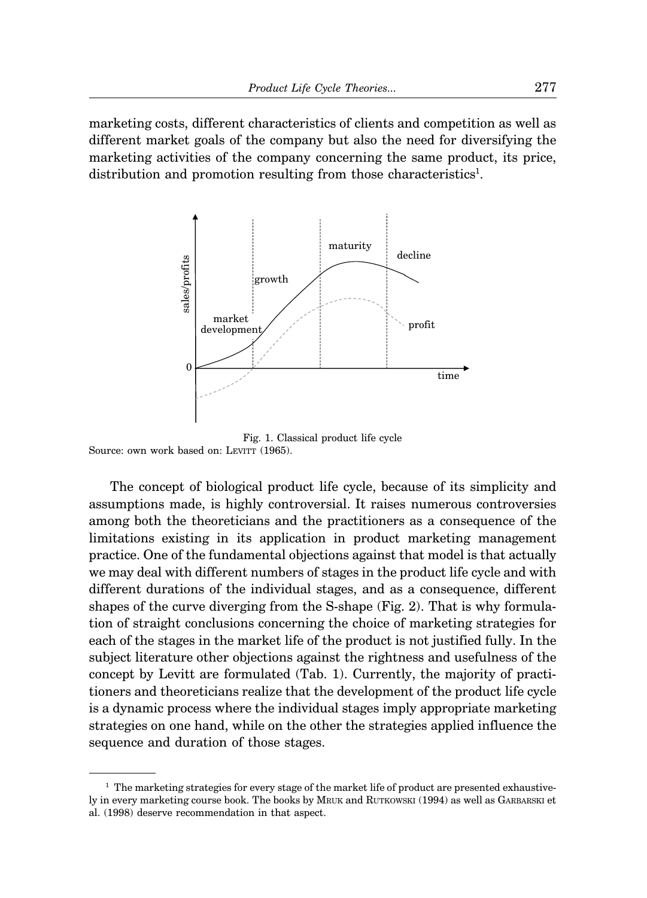marketing costs, different characteristics of clients and competition as well as different market goals of the company but also the need for diversifying the marketing activities of the company concerning the same product, its price, distribution and promotion resulting from those characteristics[1].

Fig. 1. Classical product life cycle
Source: own work based on: LEVITT (1965).

The concept of biological product life cycle, because of its simplicity and assumptions made, is highly controversial. It raises numerous controversies among both the theoreticians and the practitioners as a consequence of the limitations existing in its application in product marketing management practice. One of the fundamental objections against that model is that actually we may deal with different numbers of stages in the product life cycle and with different durations of the individual stages, and as a consequence, different shapes of the curve diverging from the S-shape (Fig. 2). That is why formulation of straight conclusions concerning the choice of marketing strategies for each of the stages in the market life of the product is not justified fully. In the subject literature other objections against the rightness and usefulness of the concept by Levitt are formulated (Tab. 1). Currently, the majority of practitioners and theoreticians realize that the development of the product life cycle is a dynamic process where the individual stages imply appropriate marketing strategies on one hand, while on the other the strategies applied influence the sequence and duration of those stages.

[1] The marketing strategies for every stage of the market life of product are presented exhaustively in every marketing course book. The books by MRUK and RUTKOWSKI (1994) as well as GARBARSKI et al. (1998) deserve recommendation in that aspect.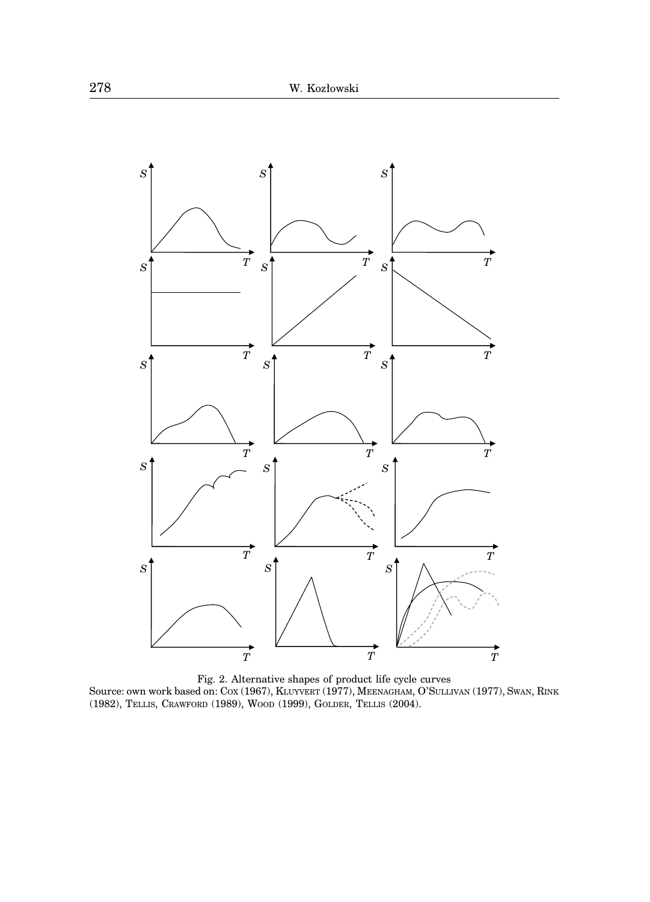Fig. 2. Alternative shapes of product life cycle curves
Source: own work based on: COX (1967), KLUYVERT (1977), MEENAGHAM, O'SULLIVAN (1977), SWAN, RINK (1982), TELLIS, CRAWFORD (1989), WOOD (1999), GOLDER, TELLIS (2004).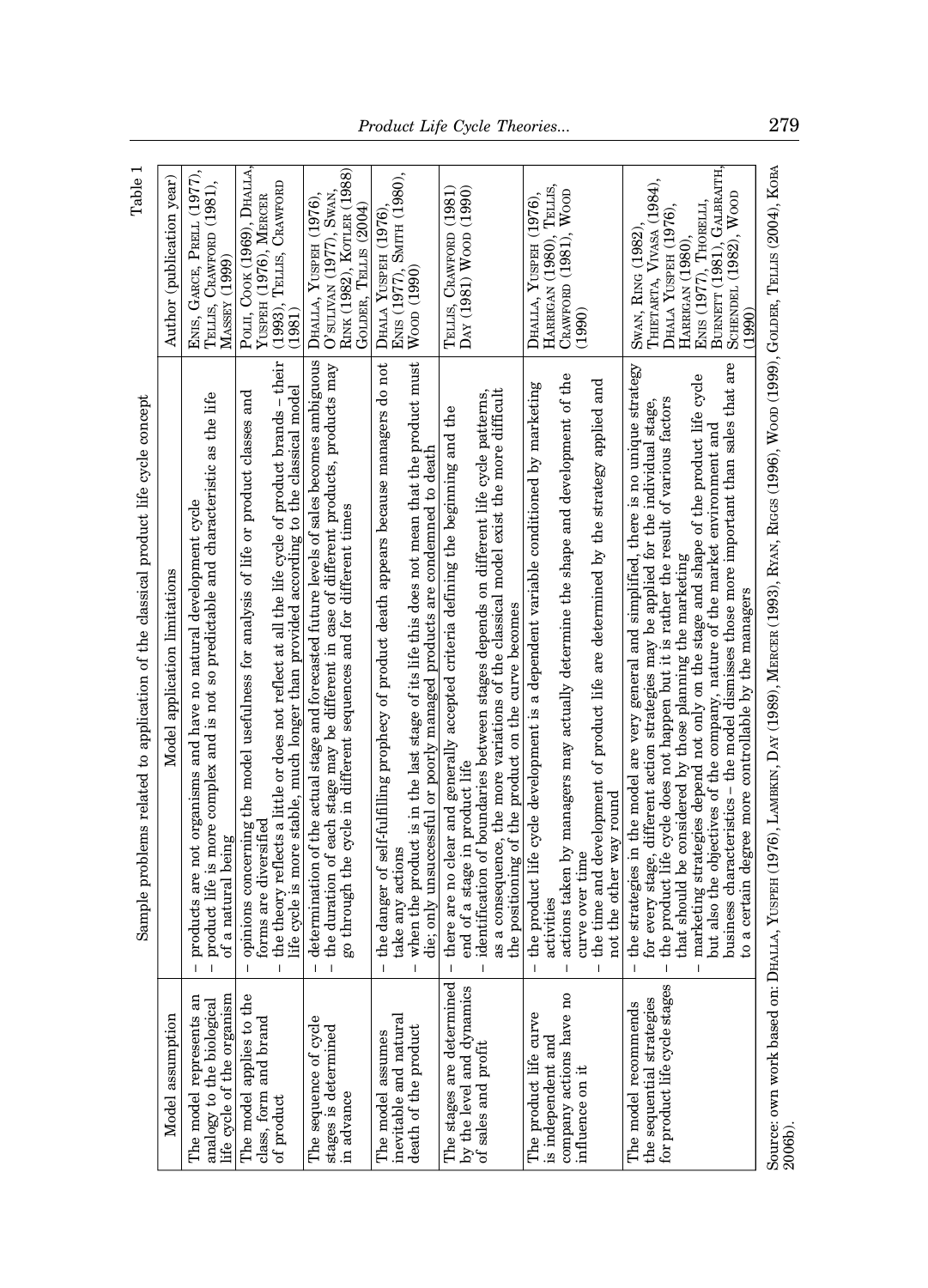Table 1

Sample problems related to application of the classical product life cycle concept

| Model assumption | Model application limitations | Author (publication year) |
|---|---|---|
| The model represents an analogy to the biological life cycle of the organism | – products are not organisms and have no natural development cycle<br>– product life is more complex and is not so predictable and characteristic as the life of a natural being | Enis, Garce, Prell (1977), Tellis, Crawford (1981), Massey (1999) |
| The model applies to the class, form and brand of product | – opinions concerning the model usefulness for analysis of life or product classes and forms are diversified<br>– the theory reflects a little or does not reflect at all the life cycle of product brands – their life cycle is more stable, much longer than provided according to the classical model | Polli, Cook (1969), Dhalla, Yuspeh (1976), Mercer (1993), Tellis, Crawford (1981) |
| The sequence of cycle stages is determined in advance | – determination of the actual stage and forecasted future levels of sales becomes ambiguous<br>– the duration of each stage may be different in case of different products, products may go through the cycle in different sequences and for different times | Dhalla, Yuspeh (1976), O'Sulivan (1977), Swan, Rink (1982), Kotler (1988) Golder, Tellis (2004) |
| The model assumes inevitable and natural death of the product | – the danger of self-fulfilling prophecy of product death appears because managers do not take any actions<br>– when the product is in the last stage of its life this does not mean that the product must die; only unsuccessful or poorly managed products are condemned to death | Dhala Yuspeh (1976), Enis (1977), Smith (1980), Wood (1990) |
| The stages are determined by the level and dynamics of sales and profit | – there are no clear and generally accepted criteria defining the beginning and the end of a stage in product life<br>– identification of boundaries between stages depends on different life cycle patterns, as a consequence, the more variations of the classical model exist the more difficult the positioning of the product on the curve becomes | Tellis, Crawford (1981) Day (1981) Wood (1990) |
| The product life curve is independent and company actions have no influence on it | – the product life cycle development is a dependent variable conditioned by marketing activities<br>– actions taken by managers may actually determine the shape and development of the curve over time<br>– the time and development of product life are determined by the strategy applied and not the other way round | Dhalla, Yuspeh (1976), Harrigan (1980), Tellis, Crawford (1981), Wood (1990) |
| The model recommends the sequential strategies for product life cycle stages | – the strategies in the model are very general and simplified, there is no unique strategy for every stage, different action strategies may be applied for the individual stage,<br>– the product life cycle does not happen but it is rather the result of various factors that should be considered by those planning the marketing<br>– marketing strategies depend not only on the stage and shape of the product life cycle but also the objectives of the company, nature of the market environment and business characteristics – the model dismisses those more important than sales that are to a certain degree more controllable by the managers | Swan, Ring (1982), Thetarta, Vivasa (1984), Dhala Yuspeh (1976), Harrigan (1980), Enis (1977), Thorelli, Burnett (1981), Galbraith, Schendel (1982), Wood (1990) |

Source: own work based on: Dhalla, Yuspeh (1976), Lambkin, Day (1989), Mercer (1993), Ryan, Riggs (1996), Wood (1999), Golder, Tellis (2004), Koba 2006b).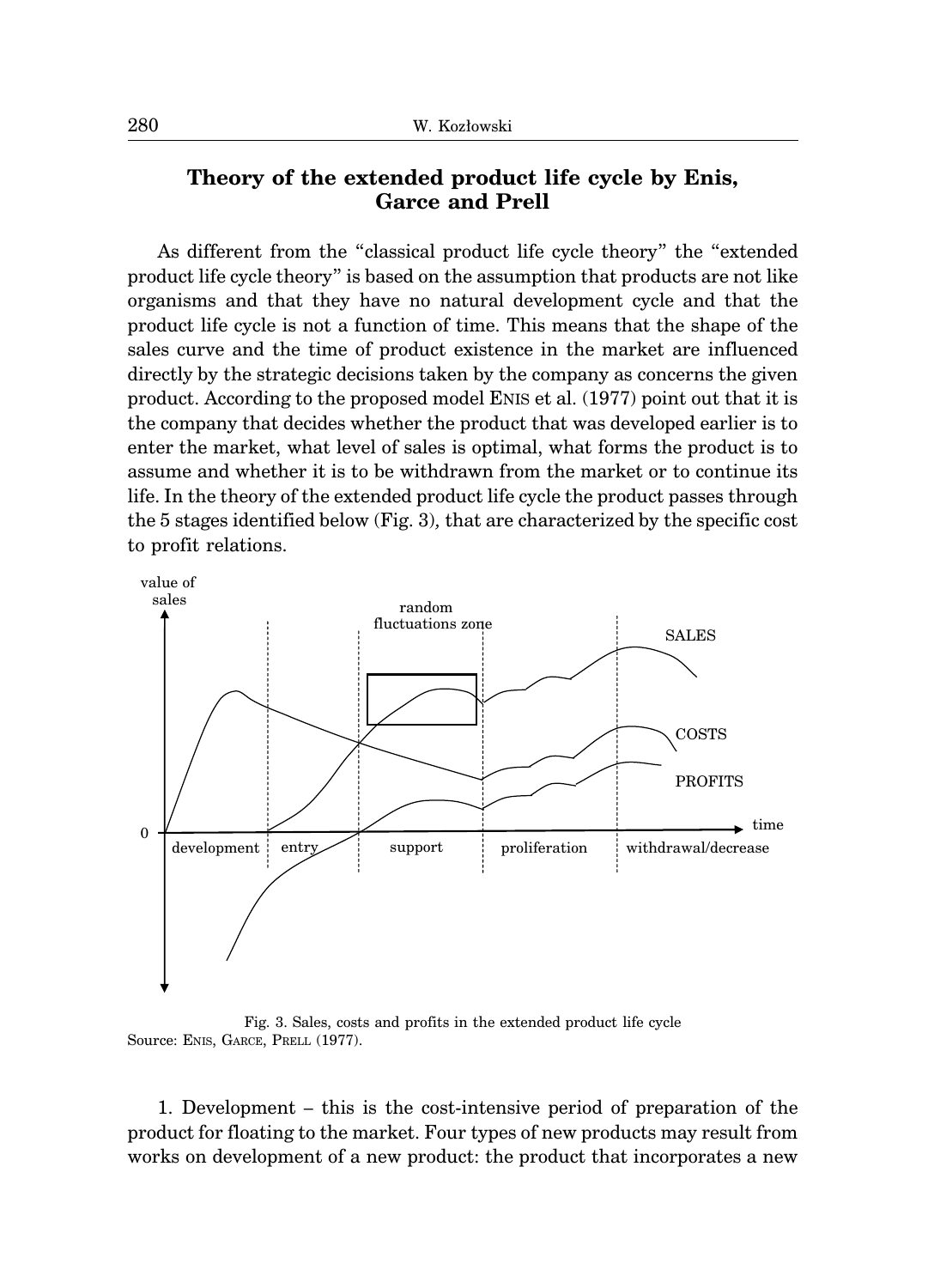## Theory of the extended product life cycle by Enis, Garce and Prell

As different from the "classical product life cycle theory" the "extended product life cycle theory" is based on the assumption that products are not like organisms and that they have no natural development cycle and that the product life cycle is not a function of time. This means that the shape of the sales curve and the time of product existence in the market are influenced directly by the strategic decisions taken by the company as concerns the given product. According to the proposed model ENIS et al. (1977) point out that it is the company that decides whether the product that was developed earlier is to enter the market, what level of sales is optimal, what forms the product is to assume and whether it is to be withdrawn from the market or to continue its life. In the theory of the extended product life cycle the product passes through the 5 stages identified below (Fig. 3), that are characterized by the specific cost to profit relations.

Fig. 3. Sales, costs and profits in the extended product life cycle
Source: ENIS, GARCE, PRELL (1977).

1. Development – this is the cost-intensive period of preparation of the product for floating to the market. Four types of new products may result from works on development of a new product: the product that incorporates a new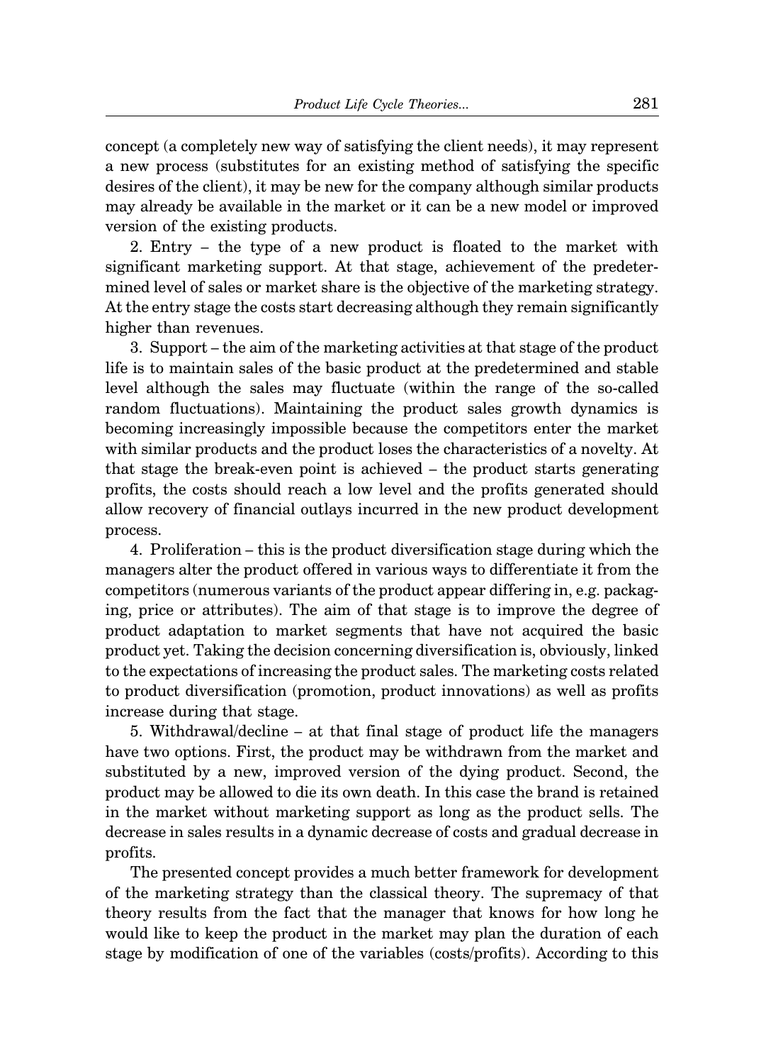concept (a completely new way of satisfying the client needs), it may represent a new process (substitutes for an existing method of satisfying the specific desires of the client), it may be new for the company although similar products may already be available in the market or it can be a new model or improved version of the existing products.

2. Entry – the type of a new product is floated to the market with significant marketing support. At that stage, achievement of the predetermined level of sales or market share is the objective of the marketing strategy. At the entry stage the costs start decreasing although they remain significantly higher than revenues.

3. Support – the aim of the marketing activities at that stage of the product life is to maintain sales of the basic product at the predetermined and stable level although the sales may fluctuate (within the range of the so-called random fluctuations). Maintaining the product sales growth dynamics is becoming increasingly impossible because the competitors enter the market with similar products and the product loses the characteristics of a novelty. At that stage the break-even point is achieved – the product starts generating profits, the costs should reach a low level and the profits generated should allow recovery of financial outlays incurred in the new product development process.

4. Proliferation – this is the product diversification stage during which the managers alter the product offered in various ways to differentiate it from the competitors (numerous variants of the product appear differing in, e.g. packaging, price or attributes). The aim of that stage is to improve the degree of product adaptation to market segments that have not acquired the basic product yet. Taking the decision concerning diversification is, obviously, linked to the expectations of increasing the product sales. The marketing costs related to product diversification (promotion, product innovations) as well as profits increase during that stage.

5. Withdrawal/decline – at that final stage of product life the managers have two options. First, the product may be withdrawn from the market and substituted by a new, improved version of the dying product. Second, the product may be allowed to die its own death. In this case the brand is retained in the market without marketing support as long as the product sells. The decrease in sales results in a dynamic decrease of costs and gradual decrease in profits.

The presented concept provides a much better framework for development of the marketing strategy than the classical theory. The supremacy of that theory results from the fact that the manager that knows for how long he would like to keep the product in the market may plan the duration of each stage by modification of one of the variables (costs/profits). According to this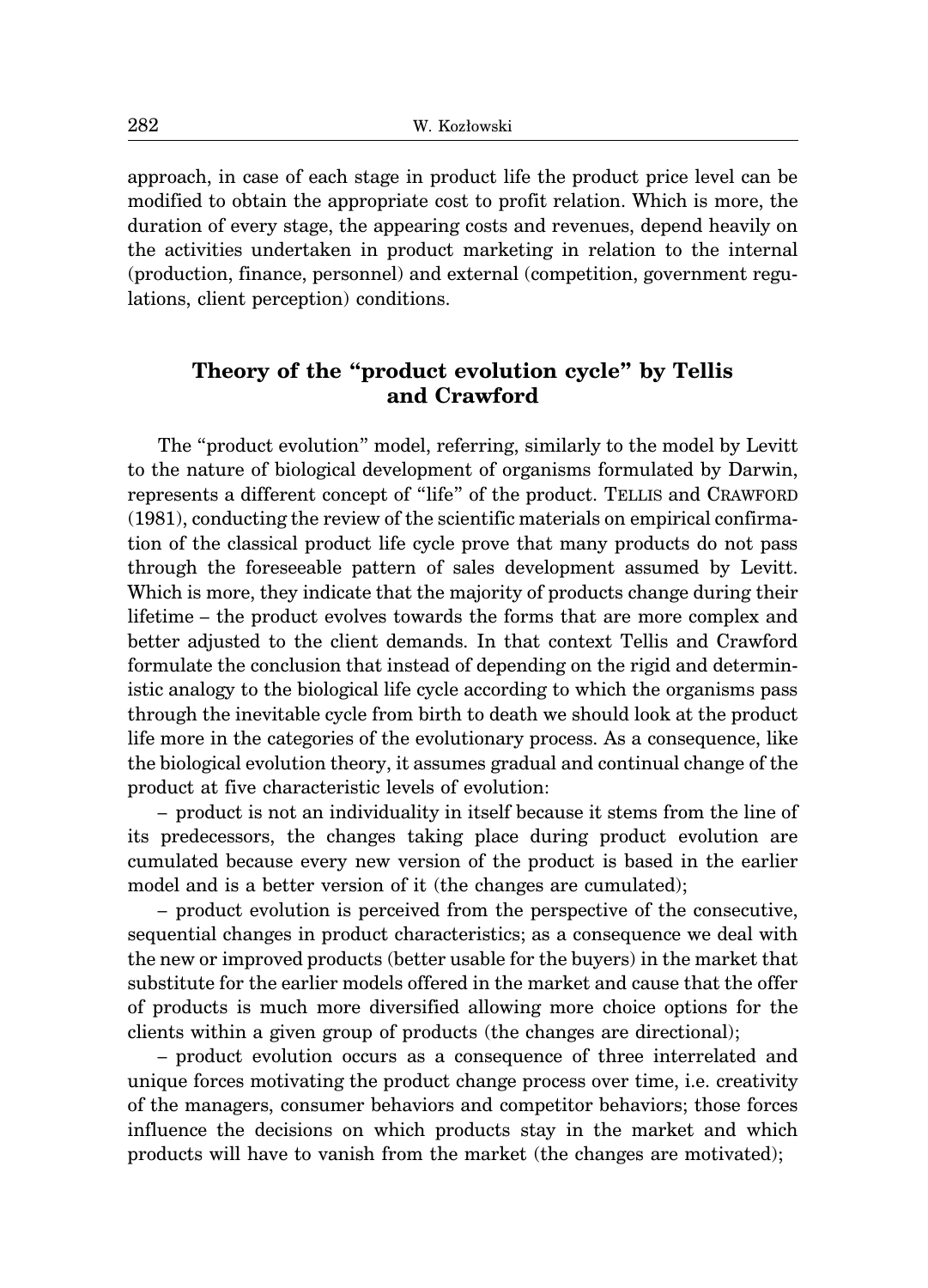approach, in case of each stage in product life the product price level can be modified to obtain the appropriate cost to profit relation. Which is more, the duration of every stage, the appearing costs and revenues, depend heavily on the activities undertaken in product marketing in relation to the internal (production, finance, personnel) and external (competition, government regulations, client perception) conditions.

## Theory of the "product evolution cycle" by Tellis and Crawford

The "product evolution" model, referring, similarly to the model by Levitt to the nature of biological development of organisms formulated by Darwin, represents a different concept of "life" of the product. TELLIS and CRAWFORD (1981), conducting the review of the scientific materials on empirical confirmation of the classical product life cycle prove that many products do not pass through the foreseeable pattern of sales development assumed by Levitt. Which is more, they indicate that the majority of products change during their lifetime – the product evolves towards the forms that are more complex and better adjusted to the client demands. In that context Tellis and Crawford formulate the conclusion that instead of depending on the rigid and deterministic analogy to the biological life cycle according to which the organisms pass through the inevitable cycle from birth to death we should look at the product life more in the categories of the evolutionary process. As a consequence, like the biological evolution theory, it assumes gradual and continual change of the product at five characteristic levels of evolution:

– product is not an individuality in itself because it stems from the line of its predecessors, the changes taking place during product evolution are cumulated because every new version of the product is based in the earlier model and is a better version of it (the changes are cumulated);

– product evolution is perceived from the perspective of the consecutive, sequential changes in product characteristics; as a consequence we deal with the new or improved products (better usable for the buyers) in the market that substitute for the earlier models offered in the market and cause that the offer of products is much more diversified allowing more choice options for the clients within a given group of products (the changes are directional);

– product evolution occurs as a consequence of three interrelated and unique forces motivating the product change process over time, i.e. creativity of the managers, consumer behaviors and competitor behaviors; those forces influence the decisions on which products stay in the market and which products will have to vanish from the market (the changes are motivated);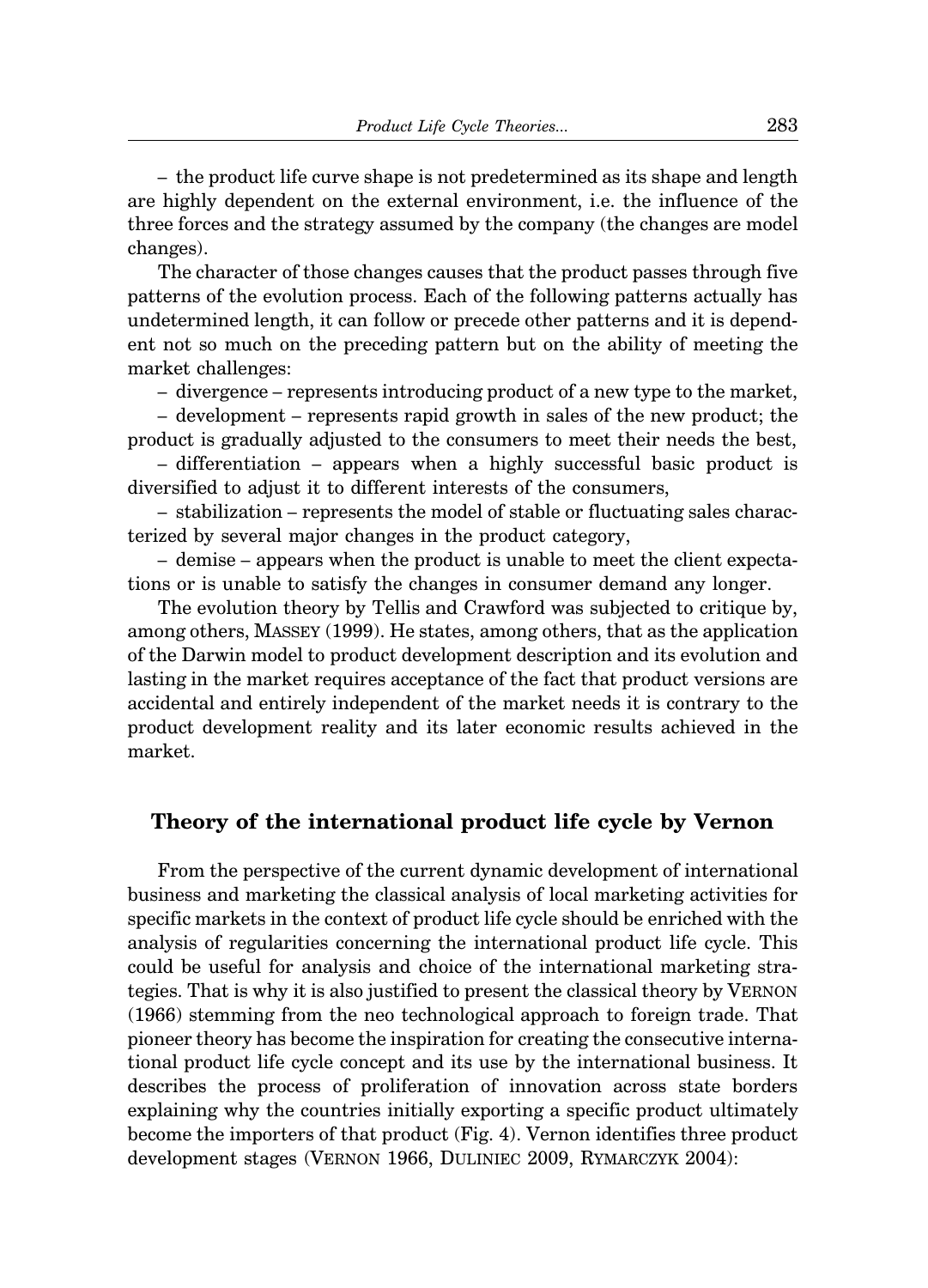– the product life curve shape is not predetermined as its shape and length are highly dependent on the external environment, i.e. the influence of the three forces and the strategy assumed by the company (the changes are model changes).

The character of those changes causes that the product passes through five patterns of the evolution process. Each of the following patterns actually has undetermined length, it can follow or precede other patterns and it is dependent not so much on the preceding pattern but on the ability of meeting the market challenges:

– divergence – represents introducing product of a new type to the market,

– development – represents rapid growth in sales of the new product; the product is gradually adjusted to the consumers to meet their needs the best,

– differentiation – appears when a highly successful basic product is diversified to adjust it to different interests of the consumers,

– stabilization – represents the model of stable or fluctuating sales characterized by several major changes in the product category,

– demise – appears when the product is unable to meet the client expectations or is unable to satisfy the changes in consumer demand any longer.

The evolution theory by Tellis and Crawford was subjected to critique by, among others, MASSEY (1999). He states, among others, that as the application of the Darwin model to product development description and its evolution and lasting in the market requires acceptance of the fact that product versions are accidental and entirely independent of the market needs it is contrary to the product development reality and its later economic results achieved in the market.

## Theory of the international product life cycle by Vernon

From the perspective of the current dynamic development of international business and marketing the classical analysis of local marketing activities for specific markets in the context of product life cycle should be enriched with the analysis of regularities concerning the international product life cycle. This could be useful for analysis and choice of the international marketing strategies. That is why it is also justified to present the classical theory by VERNON (1966) stemming from the neo technological approach to foreign trade. That pioneer theory has become the inspiration for creating the consecutive international product life cycle concept and its use by the international business. It describes the process of proliferation of innovation across state borders explaining why the countries initially exporting a specific product ultimately become the importers of that product (Fig. 4). Vernon identifies three product development stages (VERNON 1966, DULINIEC 2009, RYMARCZYK 2004):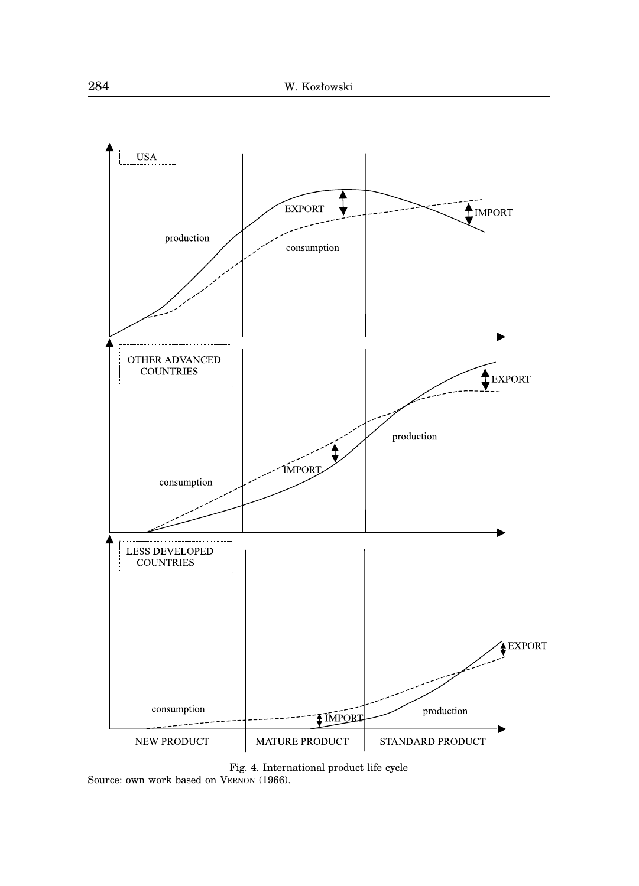Fig. 4. International product life cycle
Source: own work based on VERNON (1966).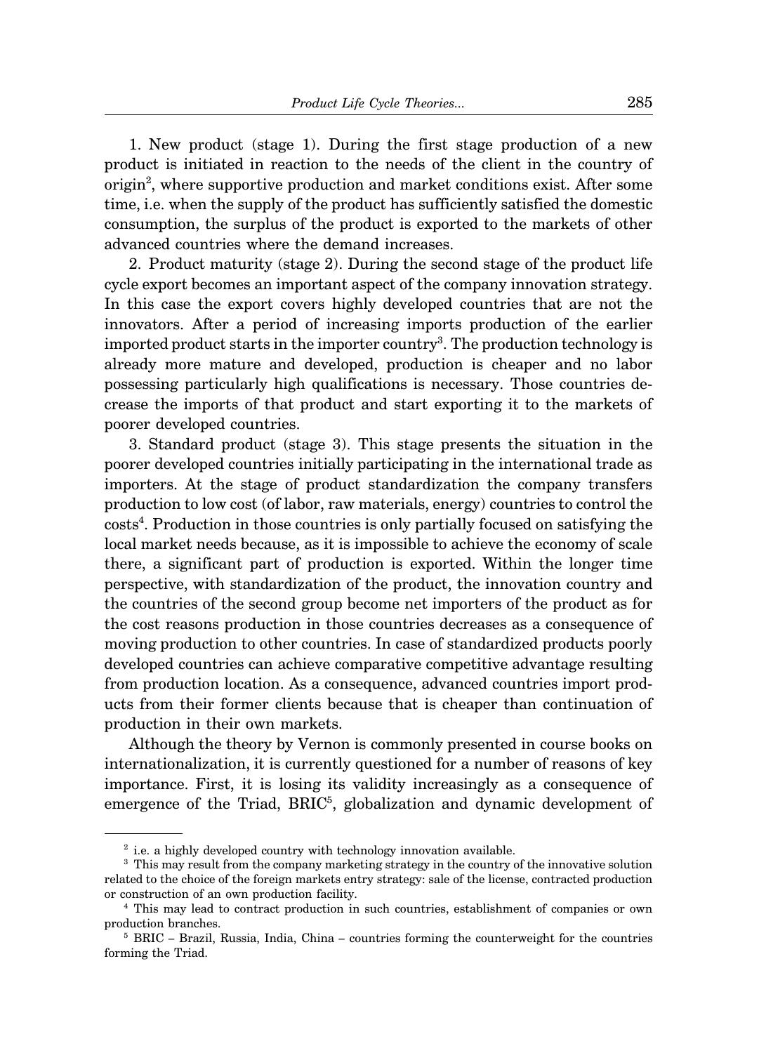1. New product (stage 1). During the first stage production of a new product is initiated in reaction to the needs of the client in the country of origin[2], where supportive production and market conditions exist. After some time, i.e. when the supply of the product has sufficiently satisfied the domestic consumption, the surplus of the product is exported to the markets of other advanced countries where the demand increases.

2. Product maturity (stage 2). During the second stage of the product life cycle export becomes an important aspect of the company innovation strategy. In this case the export covers highly developed countries that are not the innovators. After a period of increasing imports production of the earlier imported product starts in the importer country[3]. The production technology is already more mature and developed, production is cheaper and no labor possessing particularly high qualifications is necessary. Those countries decrease the imports of that product and start exporting it to the markets of poorer developed countries.

3. Standard product (stage 3). This stage presents the situation in the poorer developed countries initially participating in the international trade as importers. At the stage of product standardization the company transfers production to low cost (of labor, raw materials, energy) countries to control the costs[4]. Production in those countries is only partially focused on satisfying the local market needs because, as it is impossible to achieve the economy of scale there, a significant part of production is exported. Within the longer time perspective, with standardization of the product, the innovation country and the countries of the second group become net importers of the product as for the cost reasons production in those countries decreases as a consequence of moving production to other countries. In case of standardized products poorly developed countries can achieve comparative competitive advantage resulting from production location. As a consequence, advanced countries import products from their former clients because that is cheaper than continuation of production in their own markets.

Although the theory by Vernon is commonly presented in course books on internationalization, it is currently questioned for a number of reasons of key importance. First, it is losing its validity increasingly as a consequence of emergence of the Triad, BRIC[5], globalization and dynamic development of

---

[2] i.e. a highly developed country with technology innovation available.

[3] This may result from the company marketing strategy in the country of the innovative solution related to the choice of the foreign markets entry strategy: sale of the license, contracted production or construction of an own production facility.

[4] This may lead to contract production in such countries, establishment of companies or own production branches.

[5] BRIC – Brazil, Russia, India, China – countries forming the counterweight for the countries forming the Triad.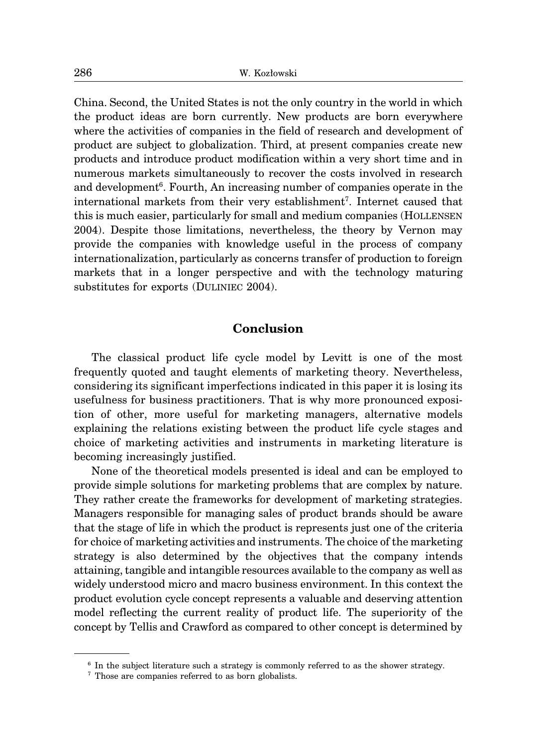China. Second, the United States is not the only country in the world in which the product ideas are born currently. New products are born everywhere where the activities of companies in the field of research and development of product are subject to globalization. Third, at present companies create new products and introduce product modification within a very short time and in numerous markets simultaneously to recover the costs involved in research and development[6]. Fourth, An increasing number of companies operate in the international markets from their very establishment[7]. Internet caused that this is much easier, particularly for small and medium companies (HOLLENSEN 2004). Despite those limitations, nevertheless, the theory by Vernon may provide the companies with knowledge useful in the process of company internationalization, particularly as concerns transfer of production to foreign markets that in a longer perspective and with the technology maturing substitutes for exports (DULINIEC 2004).

## Conclusion

The classical product life cycle model by Levitt is one of the most frequently quoted and taught elements of marketing theory. Nevertheless, considering its significant imperfections indicated in this paper it is losing its usefulness for business practitioners. That is why more pronounced exposition of other, more useful for marketing managers, alternative models explaining the relations existing between the product life cycle stages and choice of marketing activities and instruments in marketing literature is becoming increasingly justified.

None of the theoretical models presented is ideal and can be employed to provide simple solutions for marketing problems that are complex by nature. They rather create the frameworks for development of marketing strategies. Managers responsible for managing sales of product brands should be aware that the stage of life in which the product is represents just one of the criteria for choice of marketing activities and instruments. The choice of the marketing strategy is also determined by the objectives that the company intends attaining, tangible and intangible resources available to the company as well as widely understood micro and macro business environment. In this context the product evolution cycle concept represents a valuable and deserving attention model reflecting the current reality of product life. The superiority of the concept by Tellis and Crawford as compared to other concept is determined by

[6] In the subject literature such a strategy is commonly referred to as the shower strategy.

[7] Those are companies referred to as born globalists.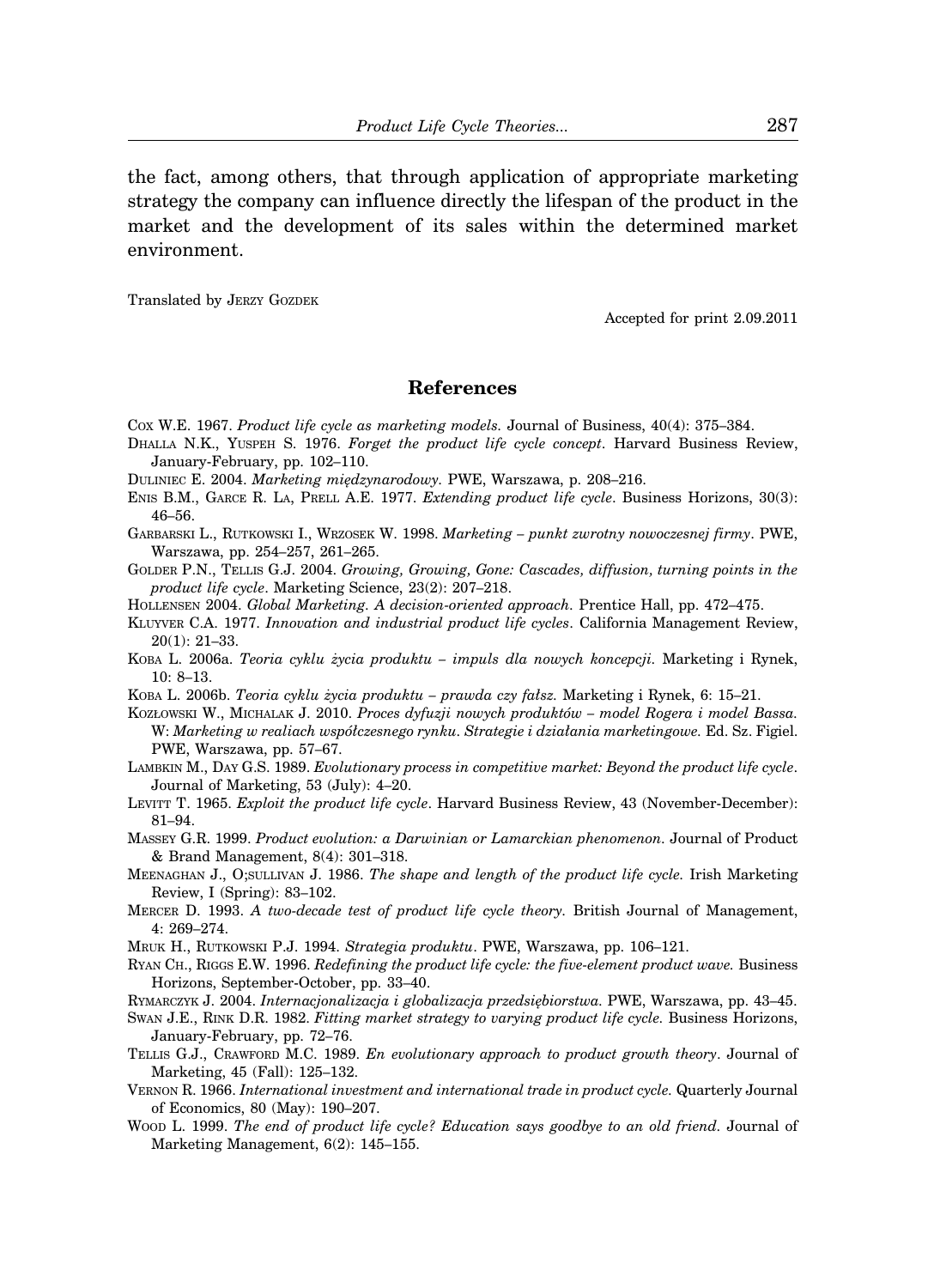the fact, among others, that through application of appropriate marketing strategy the company can influence directly the lifespan of the product in the market and the development of its sales within the determined market environment.

Translated by JERZY GOZDEK

Accepted for print 2.09.2011

## References

COX W.E. 1967. *Product life cycle as marketing models.* Journal of Business, 40(4): 375–384.

DHALLA N.K., YUSPEH S. 1976. *Forget the product life cycle concept*. Harvard Business Review, January-February, pp. 102–110.

DULINIEC E. 2004. *Marketing międzynarodowy.* PWE, Warszawa, p. 208–216.

ENIS B.M., GARCE R. LA, PRELL A.E. 1977. *Extending product life cycle*. Business Horizons, 30(3): 46–56.

GARBARSKI L., RUTKOWSKI I., WRZOSEK W. 1998. *Marketing – punkt zwrotny nowoczesnej firmy*. PWE, Warszawa, pp. 254–257, 261–265.

GOLDER P.N., TELLIS G.J. 2004. *Growing, Growing, Gone: Cascades, diffusion, turning points in the product life cycle*. Marketing Science, 23(2): 207–218.

HOLLENSEN 2004. *Global Marketing. A decision-oriented approach.* Prentice Hall, pp. 472–475.

KLUYVER C.A. 1977. *Innovation and industrial product life cycles*. California Management Review, 20(1): 21–33.

KOBA L. 2006a. *Teoria cyklu życia produktu – impuls dla nowych koncepcji.* Marketing i Rynek, 10: 8–13.

KOBA L. 2006b. *Teoria cyklu życia produktu – prawda czy fałsz.* Marketing i Rynek, 6: 15–21.

KOZŁOWSKI W., MICHALAK J. 2010. *Proces dyfuzji nowych produktów – model Rogera i model Bassa.* W: *Marketing w realiach współczesnego rynku. Strategie i działania marketingowe.* Ed. Sz. Figiel. PWE, Warszawa, pp. 57–67.

LAMBKIN M., DAY G.S. 1989. *Evolutionary process in competitive market: Beyond the product life cycle*. Journal of Marketing, 53 (July): 4–20.

LEVITT T. 1965. *Exploit the product life cycle*. Harvard Business Review, 43 (November-December): 81–94.

MASSEY G.R. 1999. *Product evolution: a Darwinian or Lamarckian phenomenon.* Journal of Product & Brand Management, 8(4): 301–318.

MEENAGHAN J., O;SULLIVAN J. 1986. *The shape and length of the product life cycle.* Irish Marketing Review, I (Spring): 83–102.

MERCER D. 1993. *A two-decade test of product life cycle theory.* British Journal of Management, 4: 269–274.

MRUK H., RUTKOWSKI P.J. 1994. *Strategia produktu*. PWE, Warszawa, pp. 106–121.

RYAN CH., RIGGS E.W. 1996. *Redefining the product life cycle: the five-element product wave.* Business Horizons, September-October, pp. 33–40.

RYMARCZYK J. 2004. *Internacjonalizacja i globalizacja przedsiębiorstwa.* PWE, Warszawa, pp. 43–45.

SWAN J.E., RINK D.R. 1982. *Fitting market strategy to varying product life cycle.* Business Horizons, January-February, pp. 72–76.

TELLIS G.J., CRAWFORD M.C. 1989. *En evolutionary approach to product growth theory*. Journal of Marketing, 45 (Fall): 125–132.

VERNON R. 1966. *International investment and international trade in product cycle.* Quarterly Journal of Economics, 80 (May): 190–207.

WOOD L. 1999. *The end of product life cycle? Education says goodbye to an old friend.* Journal of Marketing Management, 6(2): 145–155.